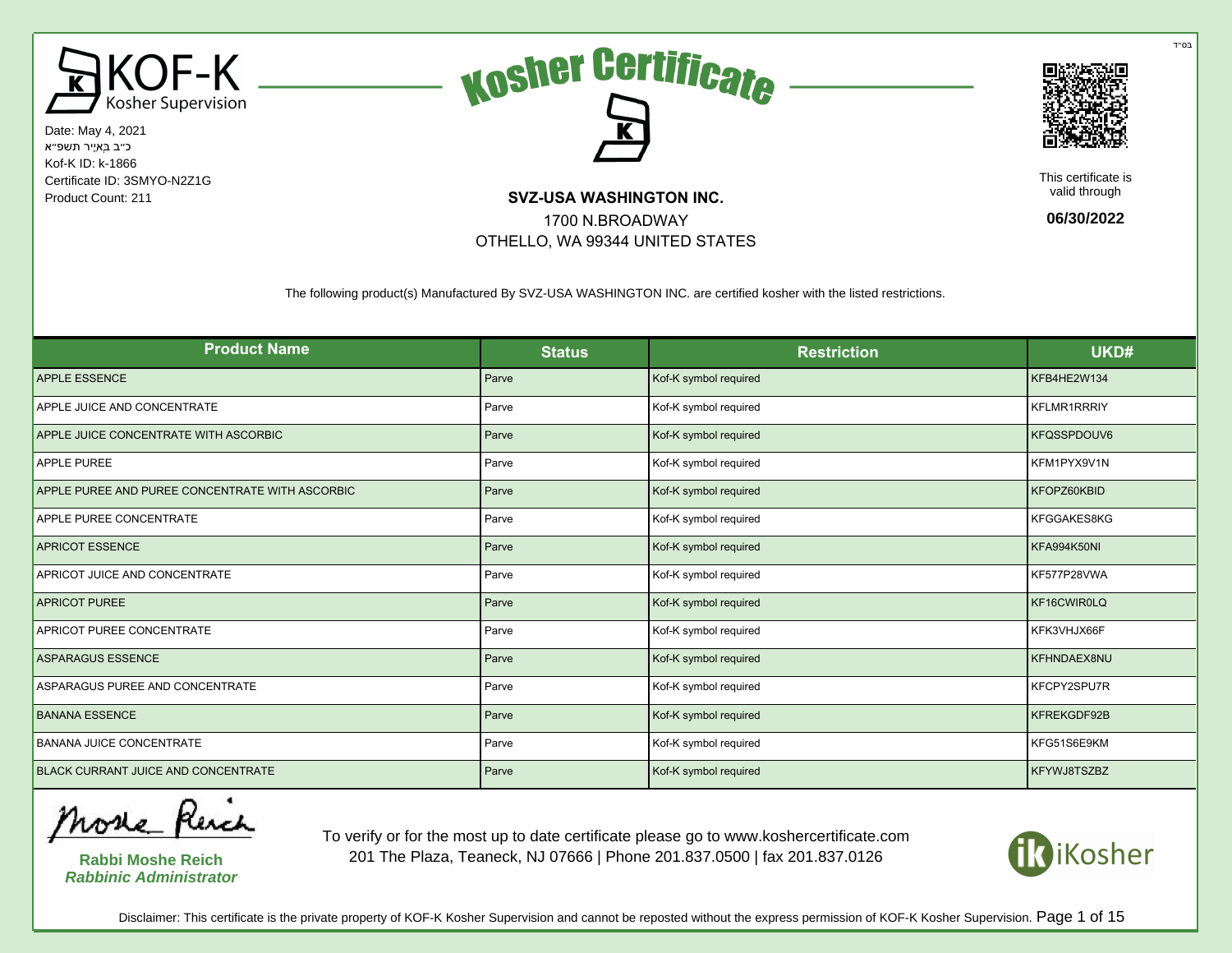בס"ד

KOF-K Kosher Supervision

Date: May 4, 2021
כ״ב בְּאִיָּיר תשפ״א
Kof-K ID: k-1866
Certificate ID: 3SMYO-N2Z1G
Product Count: 211

# Kosher Certificate

**SVZ-USA WASHINGTON INC.**
1700 N.BROADWAY
OTHELLO, WA 99344 UNITED STATES

This certificate is valid through
**06/30/2022**

The following product(s) Manufactured By SVZ-USA WASHINGTON INC. are certified kosher with the listed restrictions.

| Product Name | Status | Restriction | UKD# |
|---|---|---|---|
| APPLE ESSENCE | Parve | Kof-K symbol required | KFB4HE2W134 |
| APPLE JUICE AND CONCENTRATE | Parve | Kof-K symbol required | KFLMR1RRRIY |
| APPLE JUICE CONCENTRATE WITH ASCORBIC | Parve | Kof-K symbol required | KFQSSPDOUV6 |
| APPLE PUREE | Parve | Kof-K symbol required | KFM1PYX9V1N |
| APPLE PUREE AND PUREE CONCENTRATE WITH ASCORBIC | Parve | Kof-K symbol required | KFOPZ60KBID |
| APPLE PUREE CONCENTRATE | Parve | Kof-K symbol required | KFGGAKES8KG |
| APRICOT ESSENCE | Parve | Kof-K symbol required | KFA994K50NI |
| APRICOT JUICE AND CONCENTRATE | Parve | Kof-K symbol required | KF577P28VWA |
| APRICOT PUREE | Parve | Kof-K symbol required | KF16CWIR0LQ |
| APRICOT PUREE CONCENTRATE | Parve | Kof-K symbol required | KFK3VHJX66F |
| ASPARAGUS ESSENCE | Parve | Kof-K symbol required | KFHNDAEX8NU |
| ASPARAGUS PUREE AND CONCENTRATE | Parve | Kof-K symbol required | KFCPY2SPU7R |
| BANANA ESSENCE | Parve | Kof-K symbol required | KFREKGDF92B |
| BANANA JUICE CONCENTRATE | Parve | Kof-K symbol required | KFG51S6E9KM |
| BLACK CURRANT JUICE AND CONCENTRATE | Parve | Kof-K symbol required | KFYWJ8TSZBZ |

**Rabbi Moshe Reich**
***Rabbinic Administrator***

To verify or for the most up to date certificate please go to www.koshercertificate.com
201 The Plaza, Teaneck, NJ 07666 | Phone 201.837.0500 | fax 201.837.0126

iKosher

Disclaimer: This certificate is the private property of KOF-K Kosher Supervision and cannot be reposted without the express permission of KOF-K Kosher Supervision.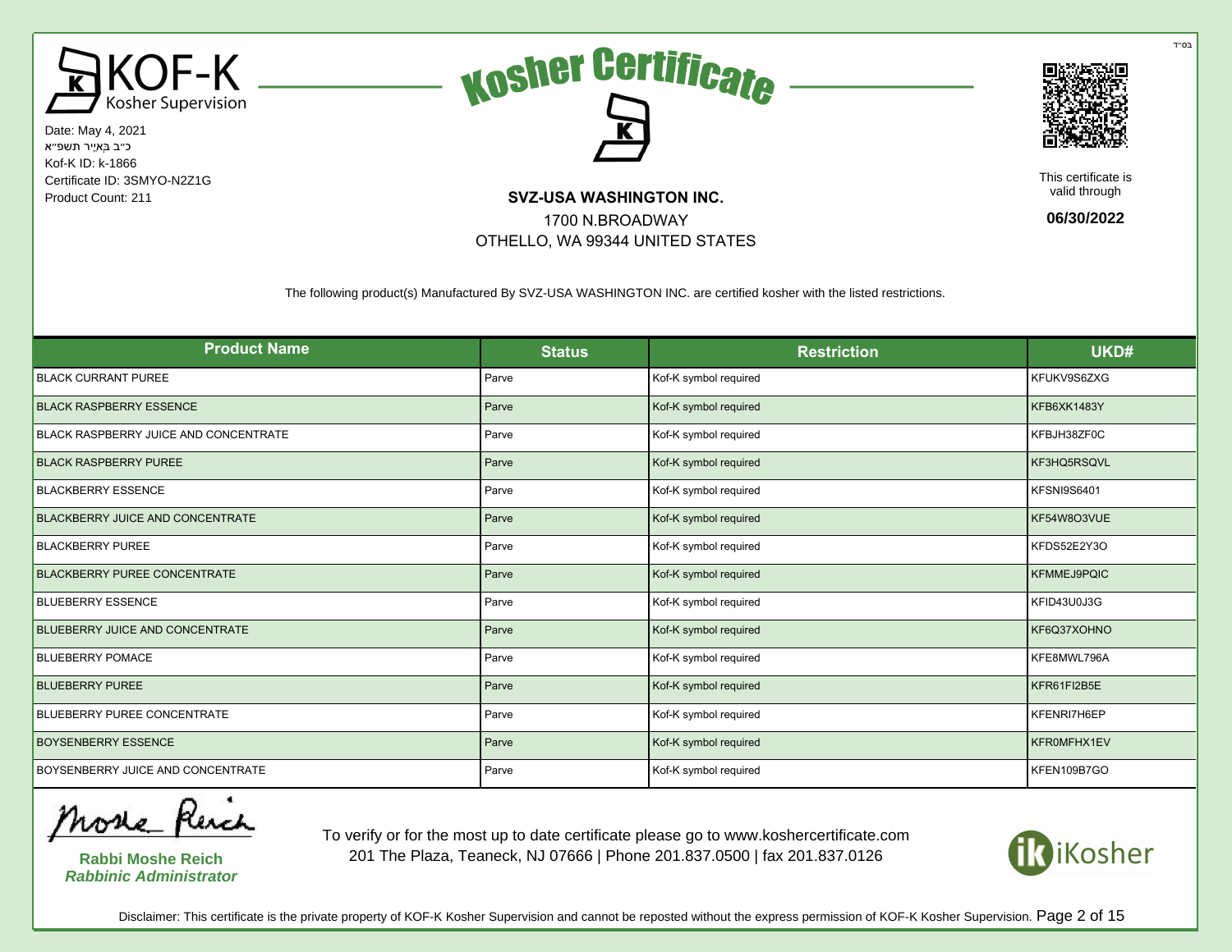בס״ד

KOF-K Kosher Supervision

# Kosher Certificate

Date: May 4, 2021
כ״ב בְּאִיָּר תשפ״א
Kof-K ID: k-1866
Certificate ID: 3SMYO-N2Z1G
Product Count: 211

**SVZ-USA WASHINGTON INC.**
1700 N.BROADWAY
OTHELLO, WA 99344 UNITED STATES

This certificate is valid through
**06/30/2022**

The following product(s) Manufactured By SVZ-USA WASHINGTON INC. are certified kosher with the listed restrictions.

| Product Name | Status | Restriction | UKD# |
|---|---|---|---|
| BLACK CURRANT PUREE | Parve | Kof-K symbol required | KFUKV9S6ZXG |
| BLACK RASPBERRY ESSENCE | Parve | Kof-K symbol required | KFB6XK1483Y |
| BLACK RASPBERRY JUICE AND CONCENTRATE | Parve | Kof-K symbol required | KFBJH38ZF0C |
| BLACK RASPBERRY PUREE | Parve | Kof-K symbol required | KF3HQ5RSQVL |
| BLACKBERRY ESSENCE | Parve | Kof-K symbol required | KFSNI9S6401 |
| BLACKBERRY JUICE AND CONCENTRATE | Parve | Kof-K symbol required | KF54W8O3VUE |
| BLACKBERRY PUREE | Parve | Kof-K symbol required | KFDS52E2Y3O |
| BLACKBERRY PUREE CONCENTRATE | Parve | Kof-K symbol required | KFMMEJ9PQIC |
| BLUEBERRY ESSENCE | Parve | Kof-K symbol required | KFID43U0J3G |
| BLUEBERRY JUICE AND CONCENTRATE | Parve | Kof-K symbol required | KF6Q37XOHNO |
| BLUEBERRY POMACE | Parve | Kof-K symbol required | KFE8MWL796A |
| BLUEBERRY PUREE | Parve | Kof-K symbol required | KFR61FI2B5E |
| BLUEBERRY PUREE CONCENTRATE | Parve | Kof-K symbol required | KFENRI7H6EP |
| BOYSENBERRY ESSENCE | Parve | Kof-K symbol required | KFR0MFHX1EV |
| BOYSENBERRY JUICE AND CONCENTRATE | Parve | Kof-K symbol required | KFEN109B7GO |

**Rabbi Moshe Reich**
***Rabbinic Administrator***

To verify or for the most up to date certificate please go to www.koshercertificate.com
201 The Plaza, Teaneck, NJ 07666 | Phone 201.837.0500 | fax 201.837.0126

iKosher

Disclaimer: This certificate is the private property of KOF-K Kosher Supervision and cannot be reposted without the express permission of KOF-K Kosher Supervision.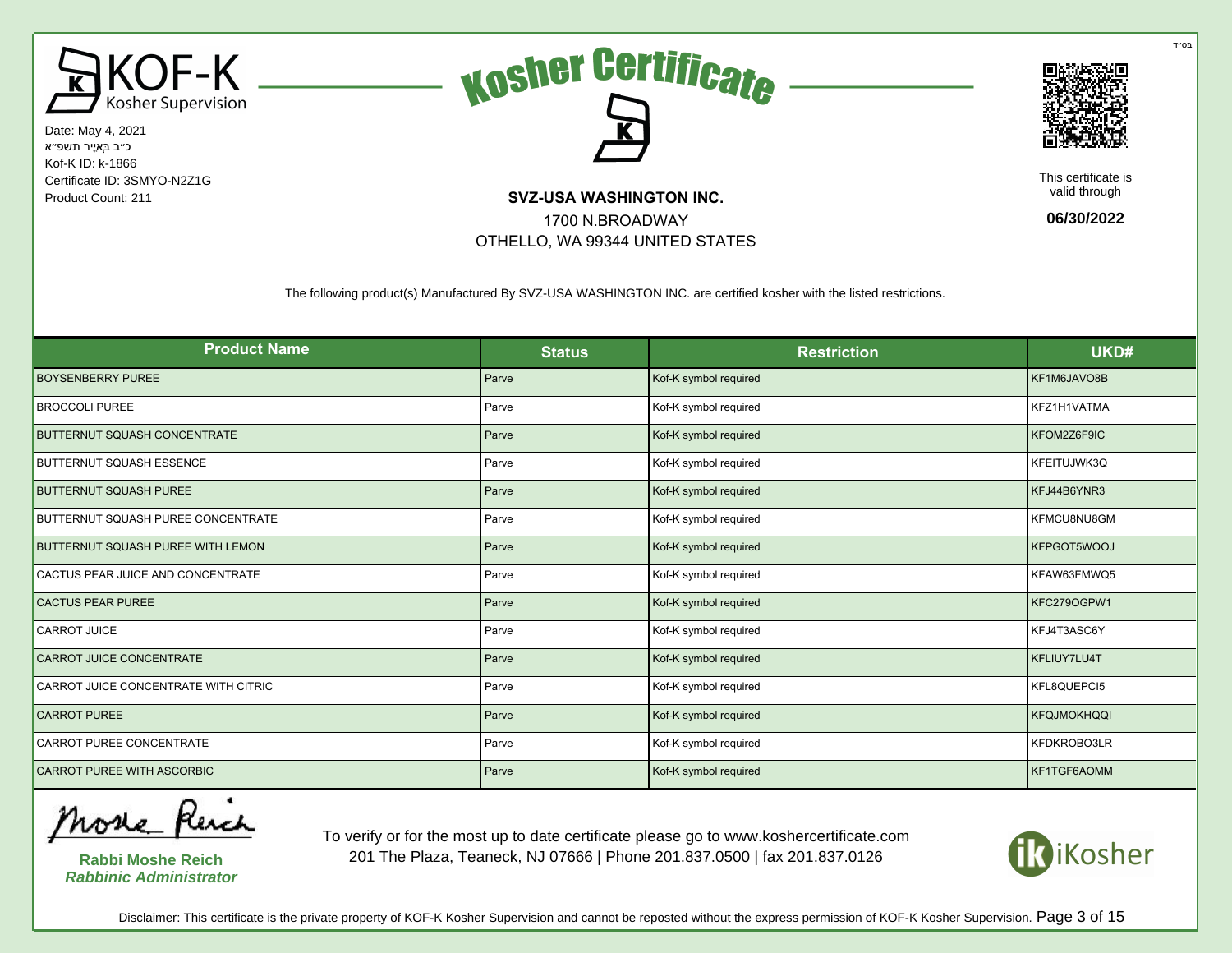בס"ד

KOF-K Kosher Supervision

Date: May 4, 2021
כ״ב בְּאִיָּיר תשפ״א
Kof-K ID: k-1866
Certificate ID: 3SMYO-N2Z1G
Product Count: 211

# Kosher Certificate

**SVZ-USA WASHINGTON INC.**
1700 N.BROADWAY
OTHELLO, WA 99344 UNITED STATES

This certificate is valid through
**06/30/2022**

The following product(s) Manufactured By SVZ-USA WASHINGTON INC. are certified kosher with the listed restrictions.

| Product Name | Status | Restriction | UKD# |
|---|---|---|---|
| BOYSENBERRY PUREE | Parve | Kof-K symbol required | KF1M6JAVO8B |
| BROCCOLI PUREE | Parve | Kof-K symbol required | KFZ1H1VATMA |
| BUTTERNUT SQUASH CONCENTRATE | Parve | Kof-K symbol required | KFOM2Z6F9IC |
| BUTTERNUT SQUASH ESSENCE | Parve | Kof-K symbol required | KFEITUJWK3Q |
| BUTTERNUT SQUASH PUREE | Parve | Kof-K symbol required | KFJ44B6YNR3 |
| BUTTERNUT SQUASH PUREE CONCENTRATE | Parve | Kof-K symbol required | KFMCU8NU8GM |
| BUTTERNUT SQUASH PUREE WITH LEMON | Parve | Kof-K symbol required | KFPGOT5WOOJ |
| CACTUS PEAR JUICE AND CONCENTRATE | Parve | Kof-K symbol required | KFAW63FMWQ5 |
| CACTUS PEAR PUREE | Parve | Kof-K symbol required | KFC279OGPW1 |
| CARROT JUICE | Parve | Kof-K symbol required | KFJ4T3ASC6Y |
| CARROT JUICE CONCENTRATE | Parve | Kof-K symbol required | KFLIUY7LU4T |
| CARROT JUICE CONCENTRATE WITH CITRIC | Parve | Kof-K symbol required | KFL8QUEPCI5 |
| CARROT PUREE | Parve | Kof-K symbol required | KFQJMOKHQQI |
| CARROT PUREE CONCENTRATE | Parve | Kof-K symbol required | KFDKROBO3LR |
| CARROT PUREE WITH ASCORBIC | Parve | Kof-K symbol required | KF1TGF6AOMM |

**Rabbi Moshe Reich**
***Rabbinic Administrator***

To verify or for the most up to date certificate please go to www.koshercertificate.com
201 The Plaza, Teaneck, NJ 07666 | Phone 201.837.0500 | fax 201.837.0126

iKosher

Disclaimer: This certificate is the private property of KOF-K Kosher Supervision and cannot be reposted without the express permission of KOF-K Kosher Supervision.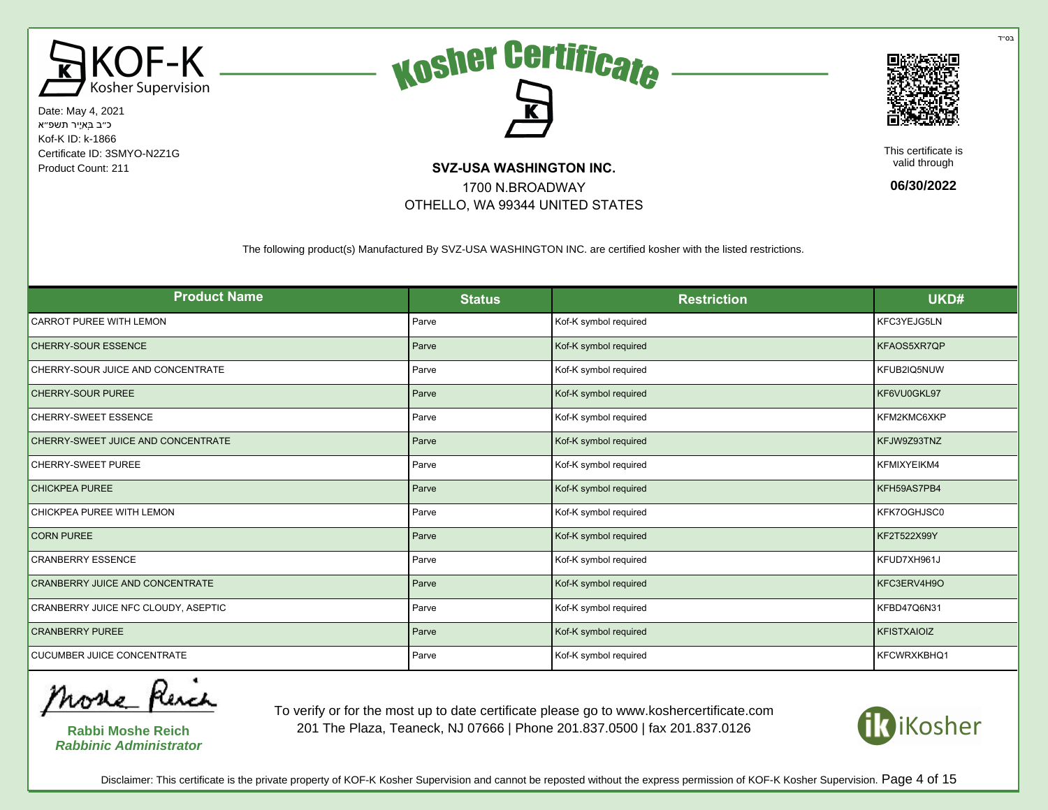בס"ד

KOF-K Kosher Supervision

Date: May 4, 2021
כ״ב בְּאִיָּיר תשפ״א
Kof-K ID: k-1866
Certificate ID: 3SMYO-N2Z1G
Product Count: 211

# Kosher Certificate

**SVZ-USA WASHINGTON INC.**
1700 N.BROADWAY
OTHELLO, WA 99344 UNITED STATES

This certificate is valid through

**06/30/2022**

The following product(s) Manufactured By SVZ-USA WASHINGTON INC. are certified kosher with the listed restrictions.

| Product Name | Status | Restriction | UKD# |
|---|---|---|---|
| CARROT PUREE WITH LEMON | Parve | Kof-K symbol required | KFC3YEJG5LN |
| CHERRY-SOUR ESSENCE | Parve | Kof-K symbol required | KFAOS5XR7QP |
| CHERRY-SOUR JUICE AND CONCENTRATE | Parve | Kof-K symbol required | KFUB2IQ5NUW |
| CHERRY-SOUR PUREE | Parve | Kof-K symbol required | KF6VU0GKL97 |
| CHERRY-SWEET ESSENCE | Parve | Kof-K symbol required | KFM2KMC6XKP |
| CHERRY-SWEET JUICE AND CONCENTRATE | Parve | Kof-K symbol required | KFJW9Z93TNZ |
| CHERRY-SWEET PUREE | Parve | Kof-K symbol required | KFMIXYEIKM4 |
| CHICKPEA PUREE | Parve | Kof-K symbol required | KFH59AS7PB4 |
| CHICKPEA PUREE WITH LEMON | Parve | Kof-K symbol required | KFK7OGHJSC0 |
| CORN PUREE | Parve | Kof-K symbol required | KF2T522X99Y |
| CRANBERRY ESSENCE | Parve | Kof-K symbol required | KFUD7XH961J |
| CRANBERRY JUICE AND CONCENTRATE | Parve | Kof-K symbol required | KFC3ERV4H9O |
| CRANBERRY JUICE NFC CLOUDY, ASEPTIC | Parve | Kof-K symbol required | KFBD47Q6N31 |
| CRANBERRY PUREE | Parve | Kof-K symbol required | KFISTXAIOIZ |
| CUCUMBER JUICE CONCENTRATE | Parve | Kof-K symbol required | KFCWRXKBHQ1 |

**Rabbi Moshe Reich**
***Rabbinic Administrator***

To verify or for the most up to date certificate please go to www.koshercertificate.com
201 The Plaza, Teaneck, NJ 07666 | Phone 201.837.0500 | fax 201.837.0126

iKosher

Disclaimer: This certificate is the private property of KOF-K Kosher Supervision and cannot be reposted without the express permission of KOF-K Kosher Supervision.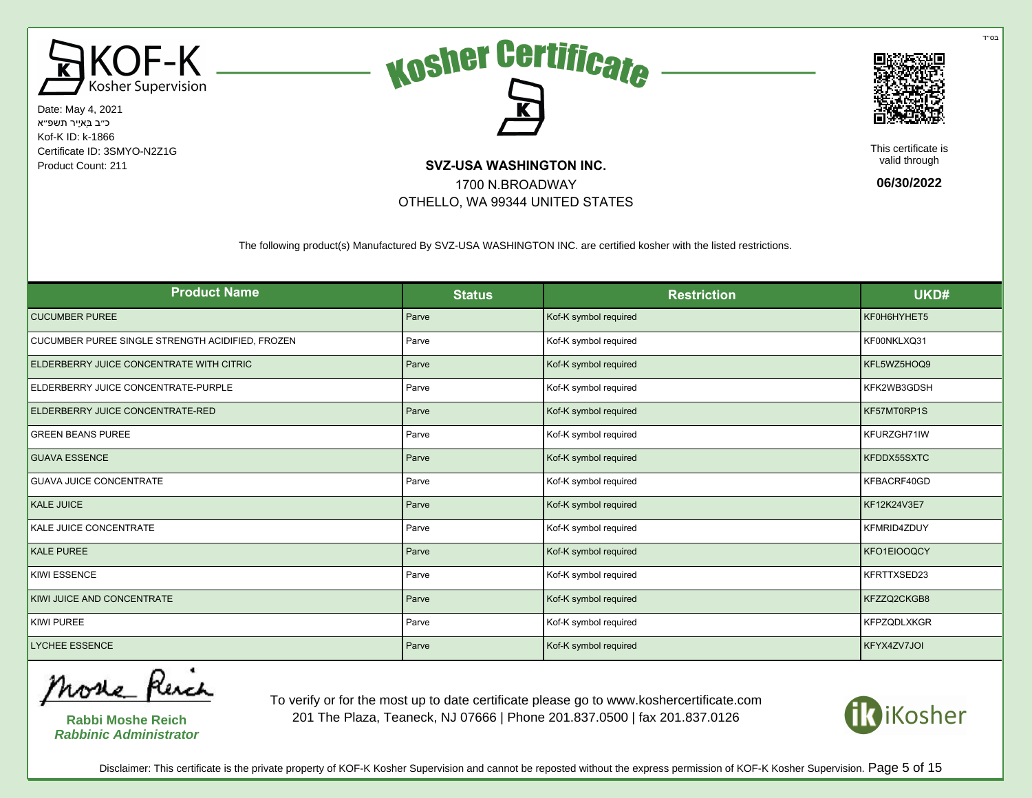בס"ד

KOF-K Kosher Supervision

# Kosher Certificate

Date: May 4, 2021
כ״ב בְּאִיָּר תשפ״א
Kof-K ID: k-1866
Certificate ID: 3SMYO-N2Z1G
Product Count: 211

**SVZ-USA WASHINGTON INC.**
1700 N.BROADWAY
OTHELLO, WA 99344 UNITED STATES

This certificate is valid through
**06/30/2022**

The following product(s) Manufactured By SVZ-USA WASHINGTON INC. are certified kosher with the listed restrictions.

| Product Name | Status | Restriction | UKD# |
|---|---|---|---|
| CUCUMBER PUREE | Parve | Kof-K symbol required | KF0H6HYHET5 |
| CUCUMBER PUREE SINGLE STRENGTH ACIDIFIED, FROZEN | Parve | Kof-K symbol required | KF00NKLXQ31 |
| ELDERBERRY JUICE CONCENTRATE WITH CITRIC | Parve | Kof-K symbol required | KFL5WZ5HOQ9 |
| ELDERBERRY JUICE CONCENTRATE-PURPLE | Parve | Kof-K symbol required | KFK2WB3GDSH |
| ELDERBERRY JUICE CONCENTRATE-RED | Parve | Kof-K symbol required | KF57MT0RP1S |
| GREEN BEANS PUREE | Parve | Kof-K symbol required | KFURZGH71IW |
| GUAVA ESSENCE | Parve | Kof-K symbol required | KFDDX55SXTC |
| GUAVA JUICE CONCENTRATE | Parve | Kof-K symbol required | KFBACRF40GD |
| KALE JUICE | Parve | Kof-K symbol required | KF12K24V3E7 |
| KALE JUICE CONCENTRATE | Parve | Kof-K symbol required | KFMRID4ZDUY |
| KALE PUREE | Parve | Kof-K symbol required | KFO1EIOOQCY |
| KIWI ESSENCE | Parve | Kof-K symbol required | KFRTTXSED23 |
| KIWI JUICE AND CONCENTRATE | Parve | Kof-K symbol required | KFZZQ2CKGB8 |
| KIWI PUREE | Parve | Kof-K symbol required | KFPZQDLXKGR |
| LYCHEE ESSENCE | Parve | Kof-K symbol required | KFYX4ZV7JOI |

**Rabbi Moshe Reich**
***Rabbinic Administrator***

To verify or for the most up to date certificate please go to www.koshercertificate.com
201 The Plaza, Teaneck, NJ 07666 | Phone 201.837.0500 | fax 201.837.0126

iKosher

Disclaimer: This certificate is the private property of KOF-K Kosher Supervision and cannot be reposted without the express permission of KOF-K Kosher Supervision.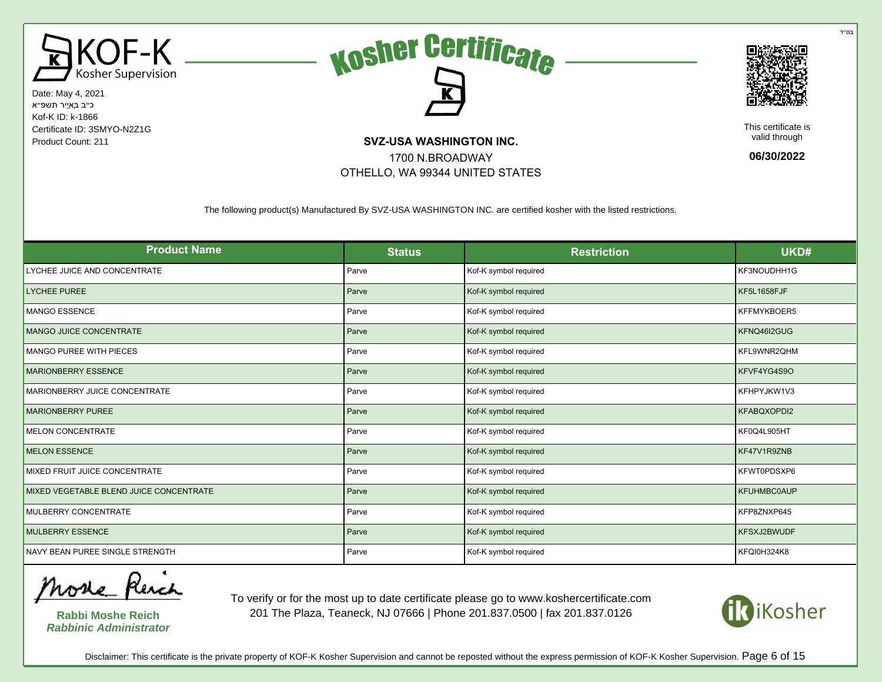בס"ד

KOF-K Kosher Supervision

# Kosher Certificate

Date: May 4, 2021
כ"ב בְּאִיָּיר תשפ"א
Kof-K ID: k-1866
Certificate ID: 3SMYO-N2Z1G
Product Count: 211

**SVZ-USA WASHINGTON INC.**
1700 N.BROADWAY
OTHELLO, WA 99344 UNITED STATES

This certificate is valid through
**06/30/2022**

The following product(s) Manufactured By SVZ-USA WASHINGTON INC. are certified kosher with the listed restrictions.

| Product Name | Status | Restriction | UKD# |
|---|---|---|---|
| LYCHEE JUICE AND CONCENTRATE | Parve | Kof-K symbol required | KF3NOUDHH1G |
| LYCHEE PUREE | Parve | Kof-K symbol required | KF5L1658FJF |
| MANGO ESSENCE | Parve | Kof-K symbol required | KFFMYKBOER5 |
| MANGO JUICE CONCENTRATE | Parve | Kof-K symbol required | KFNQ46I2GUG |
| MANGO PUREE WITH PIECES | Parve | Kof-K symbol required | KFL9WNR2QHM |
| MARIONBERRY ESSENCE | Parve | Kof-K symbol required | KFVF4YG4S9O |
| MARIONBERRY JUICE CONCENTRATE | Parve | Kof-K symbol required | KFHPYJKW1V3 |
| MARIONBERRY PUREE | Parve | Kof-K symbol required | KFABQXOPDI2 |
| MELON CONCENTRATE | Parve | Kof-K symbol required | KF0Q4L905HT |
| MELON ESSENCE | Parve | Kof-K symbol required | KF47V1R9ZNB |
| MIXED FRUIT JUICE CONCENTRATE | Parve | Kof-K symbol required | KFWT0PDSXP6 |
| MIXED VEGETABLE BLEND JUICE CONCENTRATE | Parve | Kof-K symbol required | KFUHMBC0AUP |
| MULBERRY CONCENTRATE | Parve | Kof-K symbol required | KFP8ZNXP645 |
| MULBERRY ESSENCE | Parve | Kof-K symbol required | KFSXJ2BWUDF |
| NAVY BEAN PUREE SINGLE STRENGTH | Parve | Kof-K symbol required | KFQI0H324K8 |

**Rabbi Moshe Reich**
***Rabbinic Administrator***

To verify or for the most up to date certificate please go to www.koshercertificate.com
201 The Plaza, Teaneck, NJ 07666 | Phone 201.837.0500 | fax 201.837.0126

iKosher

Disclaimer: This certificate is the private property of KOF-K Kosher Supervision and cannot be reposted without the express permission of KOF-K Kosher Supervision.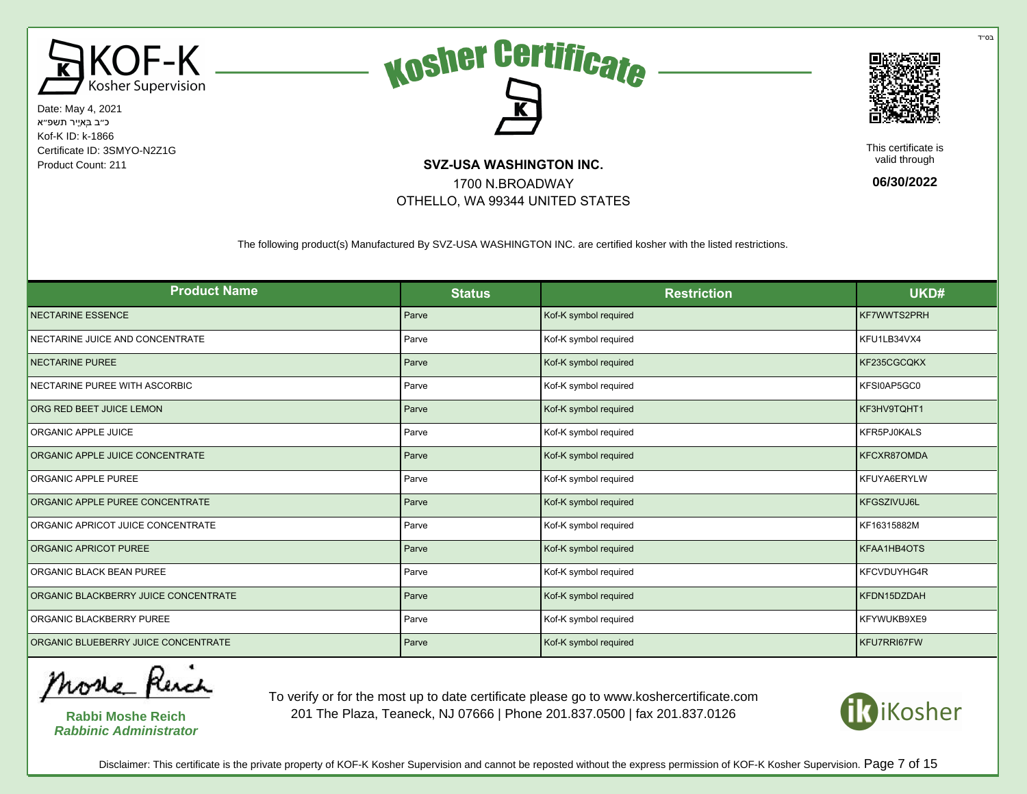בס"ד

KOF-K Kosher Supervision

# Kosher Certificate

Date: May 4, 2021
כ"ב בְּאִיָּיר תשפ"א
Kof-K ID: k-1866
Certificate ID: 3SMYO-N2Z1G
Product Count: 211

**SVZ-USA WASHINGTON INC.**
1700 N.BROADWAY
OTHELLO, WA 99344 UNITED STATES

This certificate is valid through
**06/30/2022**

The following product(s) Manufactured By SVZ-USA WASHINGTON INC. are certified kosher with the listed restrictions.

| Product Name | Status | Restriction | UKD# |
|---|---|---|---|
| NECTARINE ESSENCE | Parve | Kof-K symbol required | KF7WWTS2PRH |
| NECTARINE JUICE AND CONCENTRATE | Parve | Kof-K symbol required | KFU1LB34VX4 |
| NECTARINE PUREE | Parve | Kof-K symbol required | KF235CGCQKX |
| NECTARINE PUREE WITH ASCORBIC | Parve | Kof-K symbol required | KFSI0AP5GC0 |
| ORG RED BEET JUICE LEMON | Parve | Kof-K symbol required | KF3HV9TQHT1 |
| ORGANIC APPLE JUICE | Parve | Kof-K symbol required | KFR5PJ0KALS |
| ORGANIC APPLE JUICE CONCENTRATE | Parve | Kof-K symbol required | KFCXR87OMDA |
| ORGANIC APPLE PUREE | Parve | Kof-K symbol required | KFUYA6ERYLW |
| ORGANIC APPLE PUREE CONCENTRATE | Parve | Kof-K symbol required | KFGSZIVUJ6L |
| ORGANIC APRICOT JUICE CONCENTRATE | Parve | Kof-K symbol required | KF16315882M |
| ORGANIC APRICOT PUREE | Parve | Kof-K symbol required | KFAA1HB4OTS |
| ORGANIC BLACK BEAN PUREE | Parve | Kof-K symbol required | KFCVDUYHG4R |
| ORGANIC BLACKBERRY JUICE CONCENTRATE | Parve | Kof-K symbol required | KFDN15DZDAH |
| ORGANIC BLACKBERRY PUREE | Parve | Kof-K symbol required | KFYWUKB9XE9 |
| ORGANIC BLUEBERRY JUICE CONCENTRATE | Parve | Kof-K symbol required | KFU7RRI67FW |

**Rabbi Moshe Reich**
***Rabbinic Administrator***

To verify or for the most up to date certificate please go to www.koshercertificate.com
201 The Plaza, Teaneck, NJ 07666 | Phone 201.837.0500 | fax 201.837.0126

iKosher

Disclaimer: This certificate is the private property of KOF-K Kosher Supervision and cannot be reposted without the express permission of KOF-K Kosher Supervision.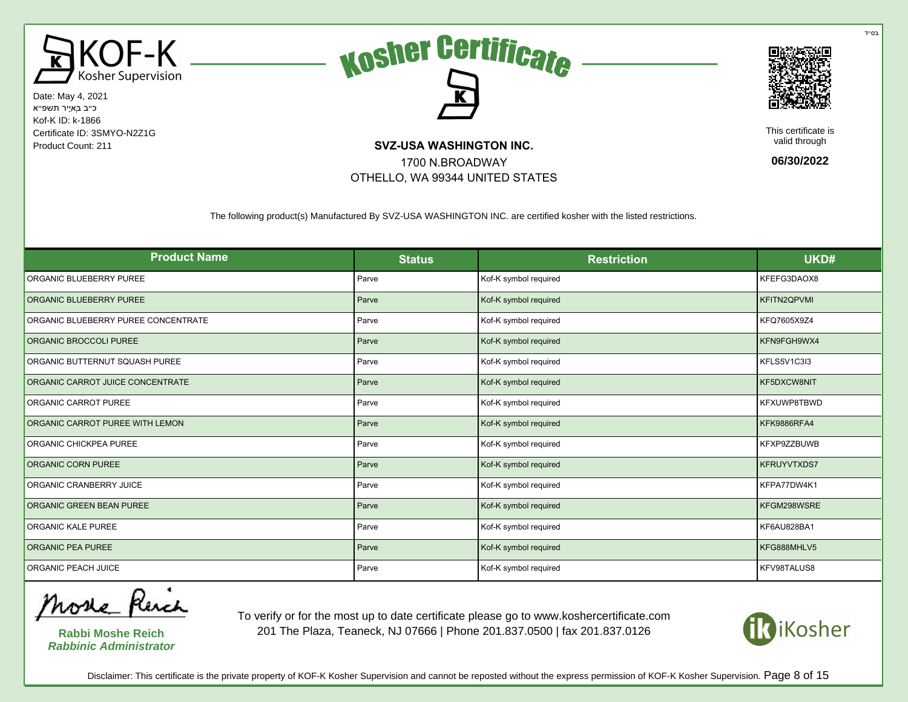בס"ד

KOF-K Kosher Supervision

# Kosher Certificate

Date: May 4, 2021
כ״ב בְּאִיָּיר תשפ״א
Kof-K ID: k-1866
Certificate ID: 3SMYO-N2Z1G
Product Count: 211

**SVZ-USA WASHINGTON INC.**
1700 N.BROADWAY
OTHELLO, WA 99344 UNITED STATES

This certificate is valid through **06/30/2022**

The following product(s) Manufactured By SVZ-USA WASHINGTON INC. are certified kosher with the listed restrictions.

| Product Name | Status | Restriction | UKD# |
|---|---|---|---|
| ORGANIC BLUEBERRY PUREE | Parve | Kof-K symbol required | KFEFG3DAOX8 |
| ORGANIC BLUEBERRY PUREE | Parve | Kof-K symbol required | KFITN2QPVMI |
| ORGANIC BLUEBERRY PUREE CONCENTRATE | Parve | Kof-K symbol required | KFQ7605X9Z4 |
| ORGANIC BROCCOLI PUREE | Parve | Kof-K symbol required | KFN9FGH9WX4 |
| ORGANIC BUTTERNUT SQUASH PUREE | Parve | Kof-K symbol required | KFLS5V1C3I3 |
| ORGANIC CARROT JUICE CONCENTRATE | Parve | Kof-K symbol required | KF5DXCW8NIT |
| ORGANIC CARROT PUREE | Parve | Kof-K symbol required | KFXUWP8TBWD |
| ORGANIC CARROT PUREE WITH LEMON | Parve | Kof-K symbol required | KFK9886RFA4 |
| ORGANIC CHICKPEA PUREE | Parve | Kof-K symbol required | KFXP9ZZBUWB |
| ORGANIC CORN PUREE | Parve | Kof-K symbol required | KFRUYVTXDS7 |
| ORGANIC CRANBERRY JUICE | Parve | Kof-K symbol required | KFPA77DW4K1 |
| ORGANIC GREEN BEAN PUREE | Parve | Kof-K symbol required | KFGM298WSRE |
| ORGANIC KALE PUREE | Parve | Kof-K symbol required | KF6AU828BA1 |
| ORGANIC PEA PUREE | Parve | Kof-K symbol required | KFG888MHLV5 |
| ORGANIC PEACH JUICE | Parve | Kof-K symbol required | KFV98TALUS8 |

**Rabbi Moshe Reich**
***Rabbinic Administrator***

To verify or for the most up to date certificate please go to www.koshercertificate.com
201 The Plaza, Teaneck, NJ 07666 | Phone 201.837.0500 | fax 201.837.0126

iKosher

Disclaimer: This certificate is the private property of KOF-K Kosher Supervision and cannot be reposted without the express permission of KOF-K Kosher Supervision.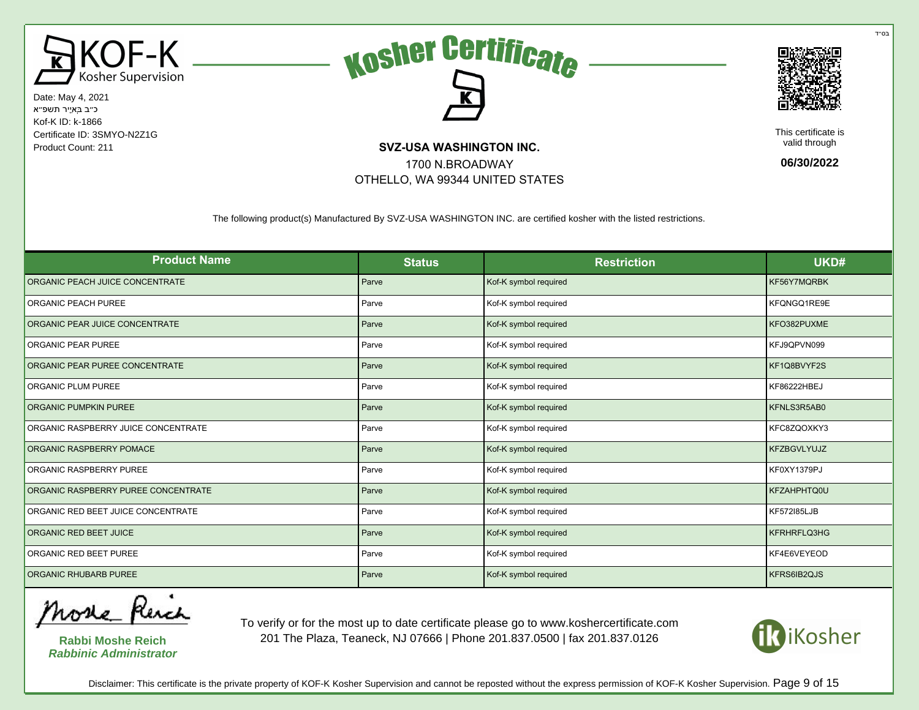בס"ד

KOF-K Kosher Supervision

Date: May 4, 2021
כ״ב בְּאִיָּר תשפ״א
Kof-K ID: k-1866
Certificate ID: 3SMYO-N2Z1G
Product Count: 211

# Kosher Certificate

**SVZ-USA WASHINGTON INC.**
1700 N.BROADWAY
OTHELLO, WA 99344 UNITED STATES

This certificate is valid through

**06/30/2022**

The following product(s) Manufactured By SVZ-USA WASHINGTON INC. are certified kosher with the listed restrictions.

| Product Name | Status | Restriction | UKD# |
|---|---|---|---|
| ORGANIC PEACH JUICE CONCENTRATE | Parve | Kof-K symbol required | KF56Y7MQRBK |
| ORGANIC PEACH PUREE | Parve | Kof-K symbol required | KFQNGQ1RE9E |
| ORGANIC PEAR JUICE CONCENTRATE | Parve | Kof-K symbol required | KFO382PUXME |
| ORGANIC PEAR PUREE | Parve | Kof-K symbol required | KFJ9QPVN099 |
| ORGANIC PEAR PUREE CONCENTRATE | Parve | Kof-K symbol required | KF1Q8BVYF2S |
| ORGANIC PLUM PUREE | Parve | Kof-K symbol required | KF86222HBEJ |
| ORGANIC PUMPKIN PUREE | Parve | Kof-K symbol required | KFNLS3R5AB0 |
| ORGANIC RASPBERRY JUICE CONCENTRATE | Parve | Kof-K symbol required | KFC8ZQOXKY3 |
| ORGANIC RASPBERRY POMACE | Parve | Kof-K symbol required | KFZBGVLYUJZ |
| ORGANIC RASPBERRY PUREE | Parve | Kof-K symbol required | KF0XY1379PJ |
| ORGANIC RASPBERRY PUREE CONCENTRATE | Parve | Kof-K symbol required | KFZAHPHTQ0U |
| ORGANIC RED BEET JUICE CONCENTRATE | Parve | Kof-K symbol required | KF572I85LJB |
| ORGANIC RED BEET JUICE | Parve | Kof-K symbol required | KFRHRFLQ3HG |
| ORGANIC RED BEET PUREE | Parve | Kof-K symbol required | KF4E6VEYEOD |
| ORGANIC RHUBARB PUREE | Parve | Kof-K symbol required | KFRS6IB2QJS |

**Rabbi Moshe Reich**
***Rabbinic Administrator***

To verify or for the most up to date certificate please go to www.koshercertificate.com
201 The Plaza, Teaneck, NJ 07666 | Phone 201.837.0500 | fax 201.837.0126

iKosher

Disclaimer: This certificate is the private property of KOF-K Kosher Supervision and cannot be reposted without the express permission of KOF-K Kosher Supervision.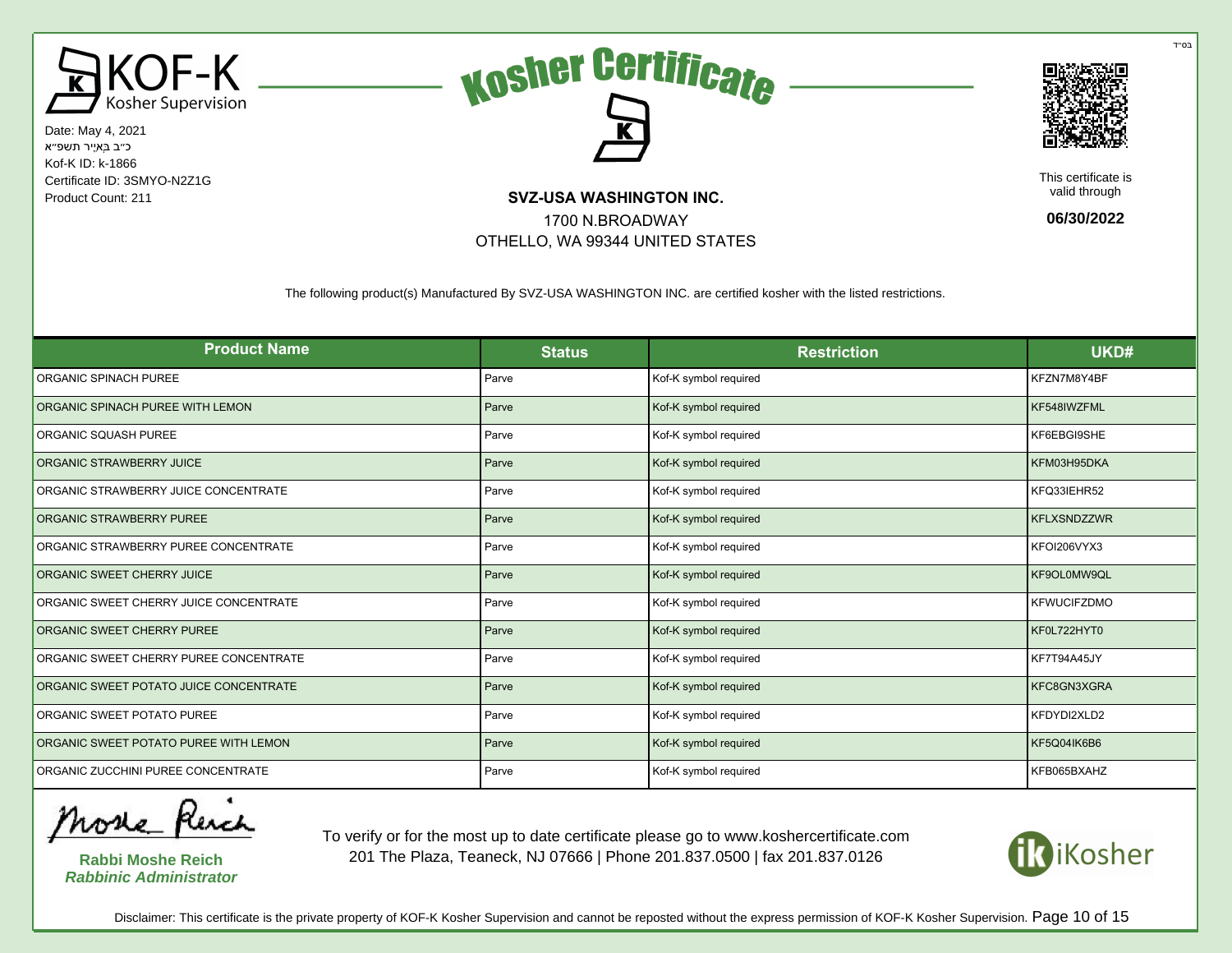בס"ד

# KOF-K Kosher Supervision

## Kosher Certificate

Date: May 4, 2021
כ״ב בְּאִיָּיר תשפ״א
Kof-K ID: k-1866
Certificate ID: 3SMYO-N2Z1G
Product Count: 211

**SVZ-USA WASHINGTON INC.**
1700 N.BROADWAY
OTHELLO, WA 99344 UNITED STATES

This certificate is valid through
**06/30/2022**

The following product(s) Manufactured By SVZ-USA WASHINGTON INC. are certified kosher with the listed restrictions.

| Product Name | Status | Restriction | UKD# |
|---|---|---|---|
| ORGANIC SPINACH PUREE | Parve | Kof-K symbol required | KFZN7M8Y4BF |
| ORGANIC SPINACH PUREE WITH LEMON | Parve | Kof-K symbol required | KF548IWZFML |
| ORGANIC SQUASH PUREE | Parve | Kof-K symbol required | KF6EBGI9SHE |
| ORGANIC STRAWBERRY JUICE | Parve | Kof-K symbol required | KFM03H95DKA |
| ORGANIC STRAWBERRY JUICE CONCENTRATE | Parve | Kof-K symbol required | KFQ33IEHR52 |
| ORGANIC STRAWBERRY PUREE | Parve | Kof-K symbol required | KFLXSNDZZWR |
| ORGANIC STRAWBERRY PUREE CONCENTRATE | Parve | Kof-K symbol required | KFOI206VYX3 |
| ORGANIC SWEET CHERRY JUICE | Parve | Kof-K symbol required | KF9OL0MW9QL |
| ORGANIC SWEET CHERRY JUICE CONCENTRATE | Parve | Kof-K symbol required | KFWUCIFZDMO |
| ORGANIC SWEET CHERRY PUREE | Parve | Kof-K symbol required | KF0L722HYT0 |
| ORGANIC SWEET CHERRY PUREE CONCENTRATE | Parve | Kof-K symbol required | KF7T94A45JY |
| ORGANIC SWEET POTATO JUICE CONCENTRATE | Parve | Kof-K symbol required | KFC8GN3XGRA |
| ORGANIC SWEET POTATO PUREE | Parve | Kof-K symbol required | KFDYDI2XLD2 |
| ORGANIC SWEET POTATO PUREE WITH LEMON | Parve | Kof-K symbol required | KF5Q04IK6B6 |
| ORGANIC ZUCCHINI PUREE CONCENTRATE | Parve | Kof-K symbol required | KFB065BXAHZ |

**Rabbi Moshe Reich**
***Rabbinic Administrator***

To verify or for the most up to date certificate please go to www.koshercertificate.com
201 The Plaza, Teaneck, NJ 07666 | Phone 201.837.0500 | fax 201.837.0126

iKosher

Disclaimer: This certificate is the private property of KOF-K Kosher Supervision and cannot be reposted without the express permission of KOF-K Kosher Supervision.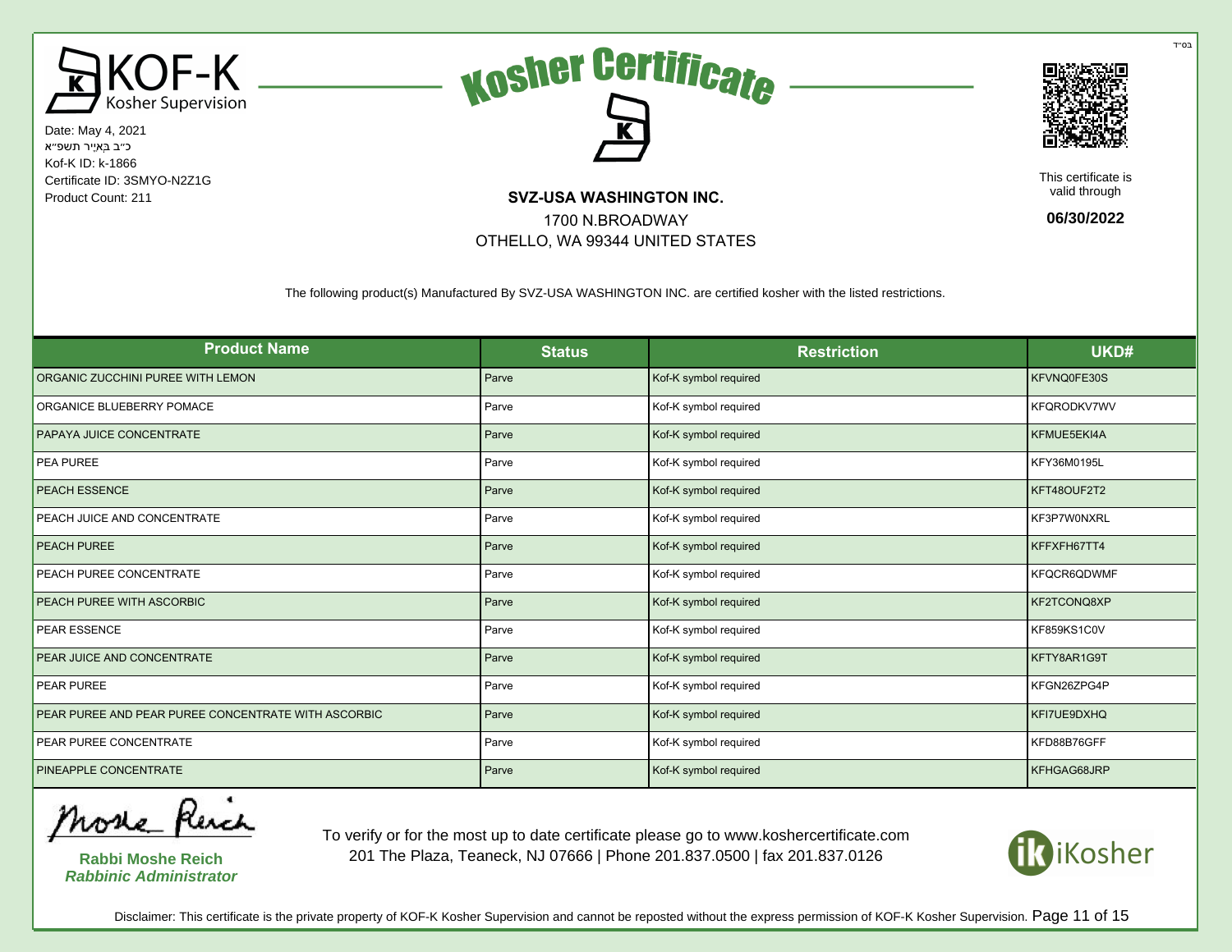בס"ד

KOF-K Kosher Supervision

# Kosher Certificate

Date: May 4, 2021
כ"ב בְּאִיָּר תשפ"א
Kof-K ID: k-1866
Certificate ID: 3SMYO-N2Z1G
Product Count: 211

**SVZ-USA WASHINGTON INC.**
1700 N.BROADWAY
OTHELLO, WA 99344 UNITED STATES

This certificate is valid through
**06/30/2022**

The following product(s) Manufactured By SVZ-USA WASHINGTON INC. are certified kosher with the listed restrictions.

| Product Name | Status | Restriction | UKD# |
|---|---|---|---|
| ORGANIC ZUCCHINI PUREE WITH LEMON | Parve | Kof-K symbol required | KFVNQ0FE30S |
| ORGANICE BLUEBERRY POMACE | Parve | Kof-K symbol required | KFQRODKV7WV |
| PAPAYA JUICE CONCENTRATE | Parve | Kof-K symbol required | KFMUE5EKI4A |
| PEA PUREE | Parve | Kof-K symbol required | KFY36M0195L |
| PEACH ESSENCE | Parve | Kof-K symbol required | KFT48OUF2T2 |
| PEACH JUICE AND CONCENTRATE | Parve | Kof-K symbol required | KF3P7W0NXRL |
| PEACH PUREE | Parve | Kof-K symbol required | KFFXFH67TT4 |
| PEACH PUREE CONCENTRATE | Parve | Kof-K symbol required | KFQCR6QDWMF |
| PEACH PUREE WITH ASCORBIC | Parve | Kof-K symbol required | KF2TCONQ8XP |
| PEAR ESSENCE | Parve | Kof-K symbol required | KF859KS1C0V |
| PEAR JUICE AND CONCENTRATE | Parve | Kof-K symbol required | KFTY8AR1G9T |
| PEAR PUREE | Parve | Kof-K symbol required | KFGN26ZPG4P |
| PEAR PUREE AND PEAR PUREE CONCENTRATE WITH ASCORBIC | Parve | Kof-K symbol required | KFI7UE9DXHQ |
| PEAR PUREE CONCENTRATE | Parve | Kof-K symbol required | KFD88B76GFF |
| PINEAPPLE CONCENTRATE | Parve | Kof-K symbol required | KFHGAG68JRP |

**Rabbi Moshe Reich**
***Rabbinic Administrator***

To verify or for the most up to date certificate please go to www.koshercertificate.com
201 The Plaza, Teaneck, NJ 07666 | Phone 201.837.0500 | fax 201.837.0126

iKosher

Disclaimer: This certificate is the private property of KOF-K Kosher Supervision and cannot be reposted without the express permission of KOF-K Kosher Supervision.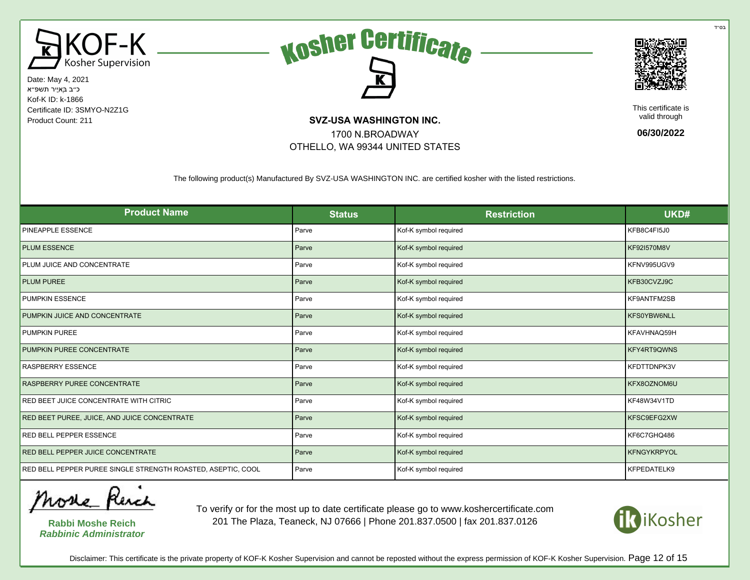בס"ד

KOF-K Kosher Supervision

# Kosher Certificate

Date: May 4, 2021
כ"ב בְּאִיָּר תשפ"א
Kof-K ID: k-1866
Certificate ID: 3SMYO-N2Z1G
Product Count: 211

**SVZ-USA WASHINGTON INC.**
1700 N.BROADWAY
OTHELLO, WA 99344 UNITED STATES

This certificate is valid through
**06/30/2022**

The following product(s) Manufactured By SVZ-USA WASHINGTON INC. are certified kosher with the listed restrictions.

| Product Name | Status | Restriction | UKD# |
|---|---|---|---|
| PINEAPPLE ESSENCE | Parve | Kof-K symbol required | KFB8C4FI5J0 |
| PLUM ESSENCE | Parve | Kof-K symbol required | KF92I570M8V |
| PLUM JUICE AND CONCENTRATE | Parve | Kof-K symbol required | KFNV995UGV9 |
| PLUM PUREE | Parve | Kof-K symbol required | KFB30CVZJ9C |
| PUMPKIN ESSENCE | Parve | Kof-K symbol required | KF9ANTFM2SB |
| PUMPKIN JUICE AND CONCENTRATE | Parve | Kof-K symbol required | KFS0YBW6NLL |
| PUMPKIN PUREE | Parve | Kof-K symbol required | KFAVHNAQ59H |
| PUMPKIN PUREE CONCENTRATE | Parve | Kof-K symbol required | KFY4RT9QWNS |
| RASPBERRY ESSENCE | Parve | Kof-K symbol required | KFDTTDNPK3V |
| RASPBERRY PUREE CONCENTRATE | Parve | Kof-K symbol required | KFX8OZNOM6U |
| RED BEET JUICE CONCENTRATE WITH CITRIC | Parve | Kof-K symbol required | KF48W34V1TD |
| RED BEET PUREE, JUICE, AND JUICE CONCENTRATE | Parve | Kof-K symbol required | KFSC9EFG2XW |
| RED BELL PEPPER ESSENCE | Parve | Kof-K symbol required | KF6C7GHQ486 |
| RED BELL PEPPER JUICE CONCENTRATE | Parve | Kof-K symbol required | KFNGYKRPYOL |
| RED BELL PEPPER PUREE SINGLE STRENGTH ROASTED, ASEPTIC, COOL | Parve | Kof-K symbol required | KFPEDATELK9 |

**Rabbi Moshe Reich**
***Rabbinic Administrator***

To verify or for the most up to date certificate please go to www.koshercertificate.com
201 The Plaza, Teaneck, NJ 07666 | Phone 201.837.0500 | fax 201.837.0126

iKosher

Disclaimer: This certificate is the private property of KOF-K Kosher Supervision and cannot be reposted without the express permission of KOF-K Kosher Supervision.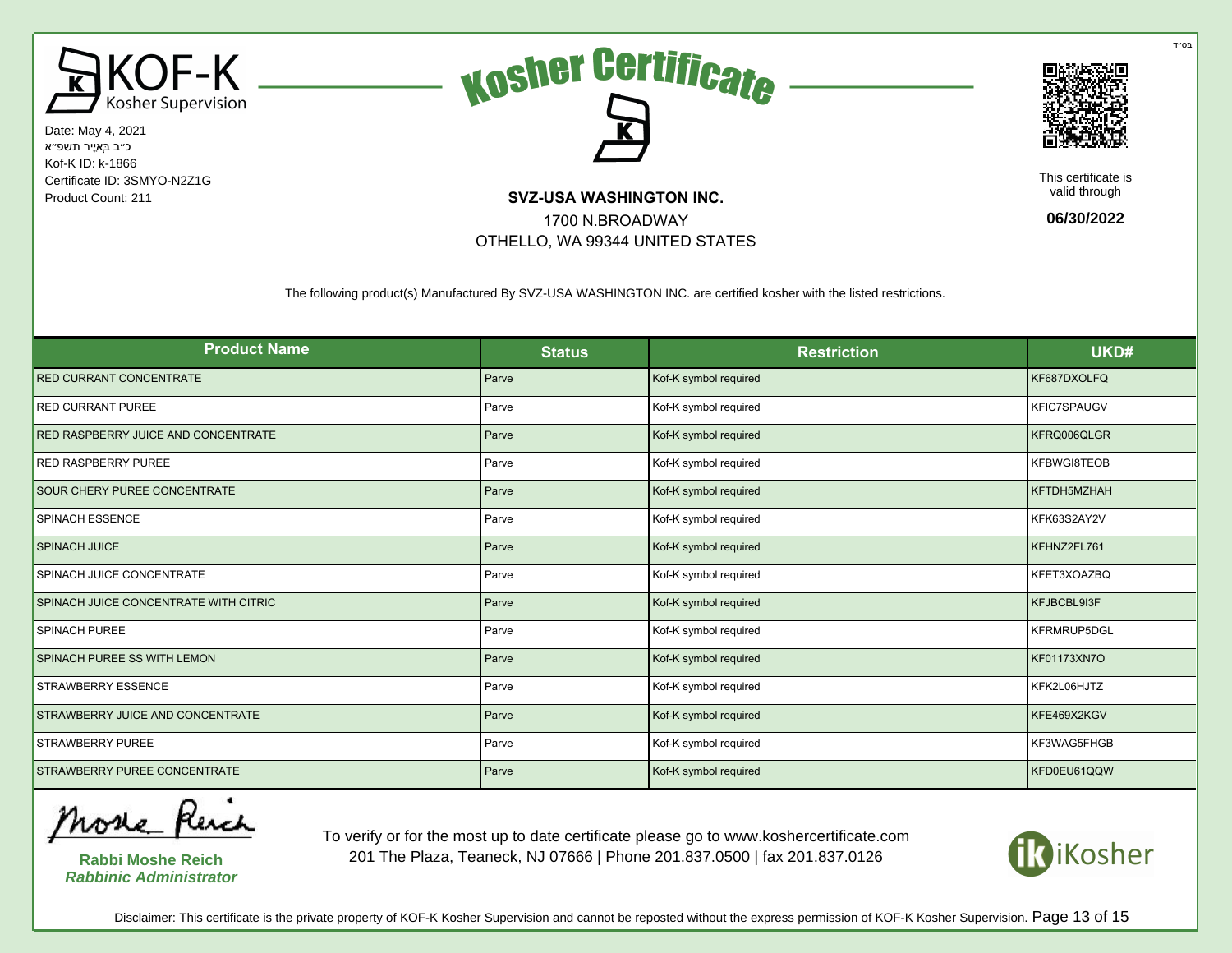בס"ד

KOF-K Kosher Supervision

Date: May 4, 2021
כ"ב בְאִיָּר תשפ"א
Kof-K ID: k-1866
Certificate ID: 3SMYO-N2Z1G
Product Count: 211

# Kosher Certificate

**SVZ-USA WASHINGTON INC.**
1700 N.BROADWAY
OTHELLO, WA 99344 UNITED STATES

This certificate is valid through
**06/30/2022**

The following product(s) Manufactured By SVZ-USA WASHINGTON INC. are certified kosher with the listed restrictions.

| Product Name | Status | Restriction | UKD# |
|---|---|---|---|
| RED CURRANT CONCENTRATE | Parve | Kof-K symbol required | KF687DXOLFQ |
| RED CURRANT PUREE | Parve | Kof-K symbol required | KFIC7SPAUGV |
| RED RASPBERRY JUICE AND CONCENTRATE | Parve | Kof-K symbol required | KFRQ006QLGR |
| RED RASPBERRY PUREE | Parve | Kof-K symbol required | KFBWGI8TEOB |
| SOUR CHERY PUREE CONCENTRATE | Parve | Kof-K symbol required | KFTDH5MZHAH |
| SPINACH ESSENCE | Parve | Kof-K symbol required | KFK63S2AY2V |
| SPINACH JUICE | Parve | Kof-K symbol required | KFHNZ2FL761 |
| SPINACH JUICE CONCENTRATE | Parve | Kof-K symbol required | KFET3XOAZBQ |
| SPINACH JUICE CONCENTRATE WITH CITRIC | Parve | Kof-K symbol required | KFJBCBL9I3F |
| SPINACH PUREE | Parve | Kof-K symbol required | KFRMRUP5DGL |
| SPINACH PUREE SS WITH LEMON | Parve | Kof-K symbol required | KF01173XN7O |
| STRAWBERRY ESSENCE | Parve | Kof-K symbol required | KFK2L06HJTZ |
| STRAWBERRY JUICE AND CONCENTRATE | Parve | Kof-K symbol required | KFE469X2KGV |
| STRAWBERRY PUREE | Parve | Kof-K symbol required | KF3WAG5FHGB |
| STRAWBERRY PUREE CONCENTRATE | Parve | Kof-K symbol required | KFD0EU61QQW |

**Rabbi Moshe Reich**
***Rabbinic Administrator***

To verify or for the most up to date certificate please go to www.koshercertificate.com
201 The Plaza, Teaneck, NJ 07666 | Phone 201.837.0500 | fax 201.837.0126

iKosher

Disclaimer: This certificate is the private property of KOF-K Kosher Supervision and cannot be reposted without the express permission of KOF-K Kosher Supervision.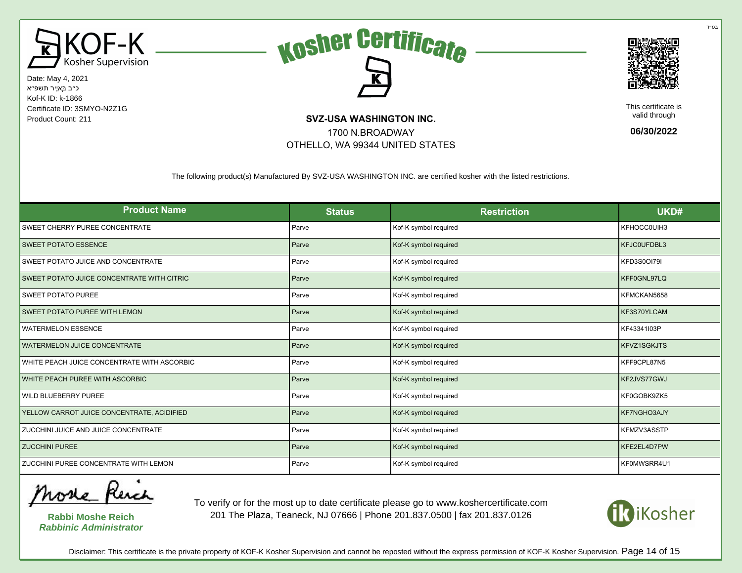בס"ד

KOF-K Kosher Supervision

# Kosher Certificate

Date: May 4, 2021
כ"ב בְּאִיָּר תשפ"א
Kof-K ID: k-1866
Certificate ID: 3SMYO-N2Z1G
Product Count: 211

**SVZ-USA WASHINGTON INC.**
1700 N.BROADWAY
OTHELLO, WA 99344 UNITED STATES

This certificate is valid through
**06/30/2022**

The following product(s) Manufactured By SVZ-USA WASHINGTON INC. are certified kosher with the listed restrictions.

| Product Name | Status | Restriction | UKD# |
|---|---|---|---|
| SWEET CHERRY PUREE CONCENTRATE | Parve | Kof-K symbol required | KFHOCC0UIH3 |
| SWEET POTATO ESSENCE | Parve | Kof-K symbol required | KFJC0UFDBL3 |
| SWEET POTATO JUICE AND CONCENTRATE | Parve | Kof-K symbol required | KFD3S0OI79I |
| SWEET POTATO JUICE CONCENTRATE WITH CITRIC | Parve | Kof-K symbol required | KFF0GNL97LQ |
| SWEET POTATO PUREE | Parve | Kof-K symbol required | KFMCKAN5658 |
| SWEET POTATO PUREE WITH LEMON | Parve | Kof-K symbol required | KF3S70YLCAM |
| WATERMELON ESSENCE | Parve | Kof-K symbol required | KF43341I03P |
| WATERMELON JUICE CONCENTRATE | Parve | Kof-K symbol required | KFVZ1SGKJTS |
| WHITE PEACH JUICE CONCENTRATE WITH ASCORBIC | Parve | Kof-K symbol required | KFF9CPL87N5 |
| WHITE PEACH PUREE WITH ASCORBIC | Parve | Kof-K symbol required | KF2JVS77GWJ |
| WILD BLUEBERRY PUREE | Parve | Kof-K symbol required | KF0GOBK9ZK5 |
| YELLOW CARROT JUICE CONCENTRATE, ACIDIFIED | Parve | Kof-K symbol required | KF7NGHO3AJY |
| ZUCCHINI JUICE AND JUICE CONCENTRATE | Parve | Kof-K symbol required | KFMZV3ASSTP |
| ZUCCHINI PUREE | Parve | Kof-K symbol required | KFE2EL4D7PW |
| ZUCCHINI PUREE CONCENTRATE WITH LEMON | Parve | Kof-K symbol required | KF0MWSRR4U1 |

**Rabbi Moshe Reich**
***Rabbinic Administrator***

To verify or for the most up to date certificate please go to www.koshercertificate.com
201 The Plaza, Teaneck, NJ 07666 | Phone 201.837.0500 | fax 201.837.0126

iKosher

Disclaimer: This certificate is the private property of KOF-K Kosher Supervision and cannot be reposted without the express permission of KOF-K Kosher Supervision.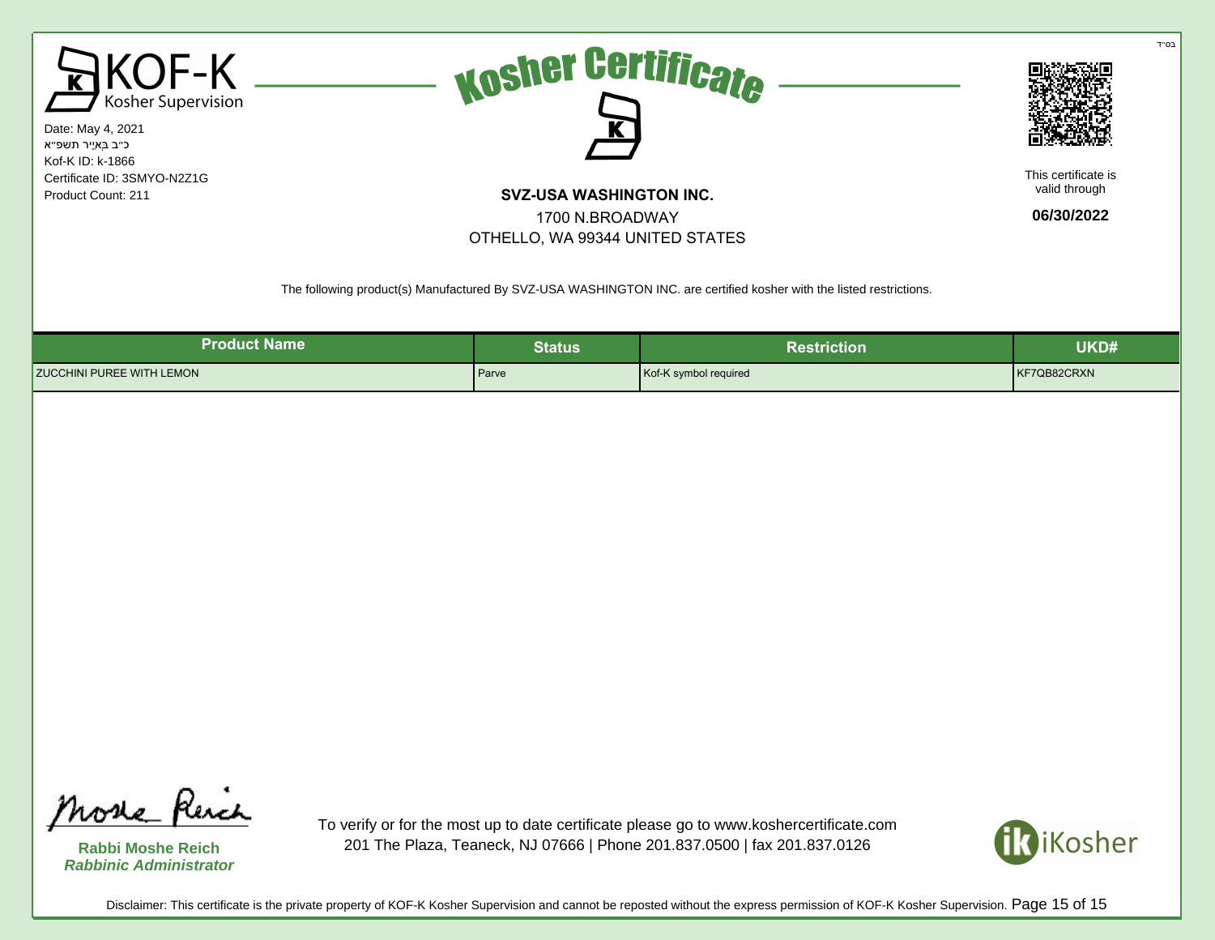בס"ד

KOF-K Kosher Supervision

Date: May 4, 2021
כ״ב בְּאִיָּר תשפ״א
Kof-K ID: k-1866
Certificate ID: 3SMYO-N2Z1G
Product Count: 211

# Kosher Certificate

**SVZ-USA WASHINGTON INC.**
1700 N.BROADWAY
OTHELLO, WA 99344 UNITED STATES

This certificate is valid through
**06/30/2022**

The following product(s) Manufactured By SVZ-USA WASHINGTON INC. are certified kosher with the listed restrictions.

| Product Name | Status | Restriction | UKD# |
| --- | --- | --- | --- |
| ZUCCHINI PUREE WITH LEMON | Parve | Kof-K symbol required | KF7QB82CRXN |

**Rabbi Moshe Reich**
***Rabbinic Administrator***

To verify or for the most up to date certificate please go to www.koshercertificate.com
201 The Plaza, Teaneck, NJ 07666 | Phone 201.837.0500 | fax 201.837.0126

iKosher

Disclaimer: This certificate is the private property of KOF-K Kosher Supervision and cannot be reposted without the express permission of KOF-K Kosher Supervision.